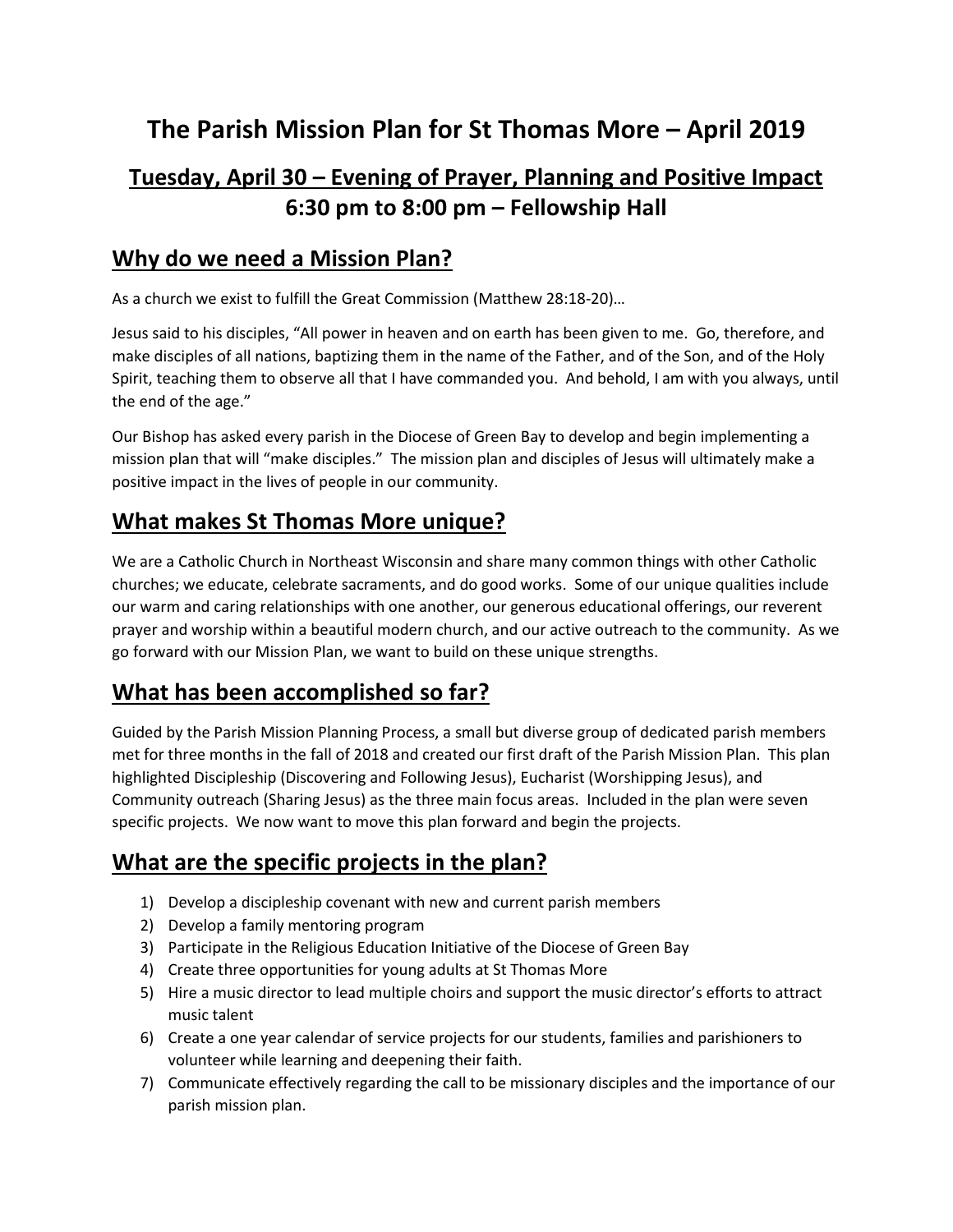# The Parish Mission Plan for St Thomas More – April 2019

## Tuesday, April 30 – Evening of Prayer, Planning and Positive Impact 6:30 pm to 8:00 pm – Fellowship Hall

## Why do we need a Mission Plan?

As a church we exist to fulfill the Great Commission (Matthew 28:18-20)…

Jesus said to his disciples, "All power in heaven and on earth has been given to me. Go, therefore, and make disciples of all nations, baptizing them in the name of the Father, and of the Son, and of the Holy Spirit, teaching them to observe all that I have commanded you. And behold, I am with you always, until the end of the age."

Our Bishop has asked every parish in the Diocese of Green Bay to develop and begin implementing a mission plan that will "make disciples." The mission plan and disciples of Jesus will ultimately make a positive impact in the lives of people in our community.

## What makes St Thomas More unique?

We are a Catholic Church in Northeast Wisconsin and share many common things with other Catholic churches; we educate, celebrate sacraments, and do good works. Some of our unique qualities include our warm and caring relationships with one another, our generous educational offerings, our reverent prayer and worship within a beautiful modern church, and our active outreach to the community. As we go forward with our Mission Plan, we want to build on these unique strengths.

## What has been accomplished so far?

Guided by the Parish Mission Planning Process, a small but diverse group of dedicated parish members met for three months in the fall of 2018 and created our first draft of the Parish Mission Plan. This plan highlighted Discipleship (Discovering and Following Jesus), Eucharist (Worshipping Jesus), and Community outreach (Sharing Jesus) as the three main focus areas. Included in the plan were seven specific projects. We now want to move this plan forward and begin the projects.

## What are the specific projects in the plan?

1) Develop a discipleship covenant with new and current parish members
2) Develop a family mentoring program
3) Participate in the Religious Education Initiative of the Diocese of Green Bay
4) Create three opportunities for young adults at St Thomas More
5) Hire a music director to lead multiple choirs and support the music director's efforts to attract music talent
6) Create a one year calendar of service projects for our students, families and parishioners to volunteer while learning and deepening their faith.
7) Communicate effectively regarding the call to be missionary disciples and the importance of our parish mission plan.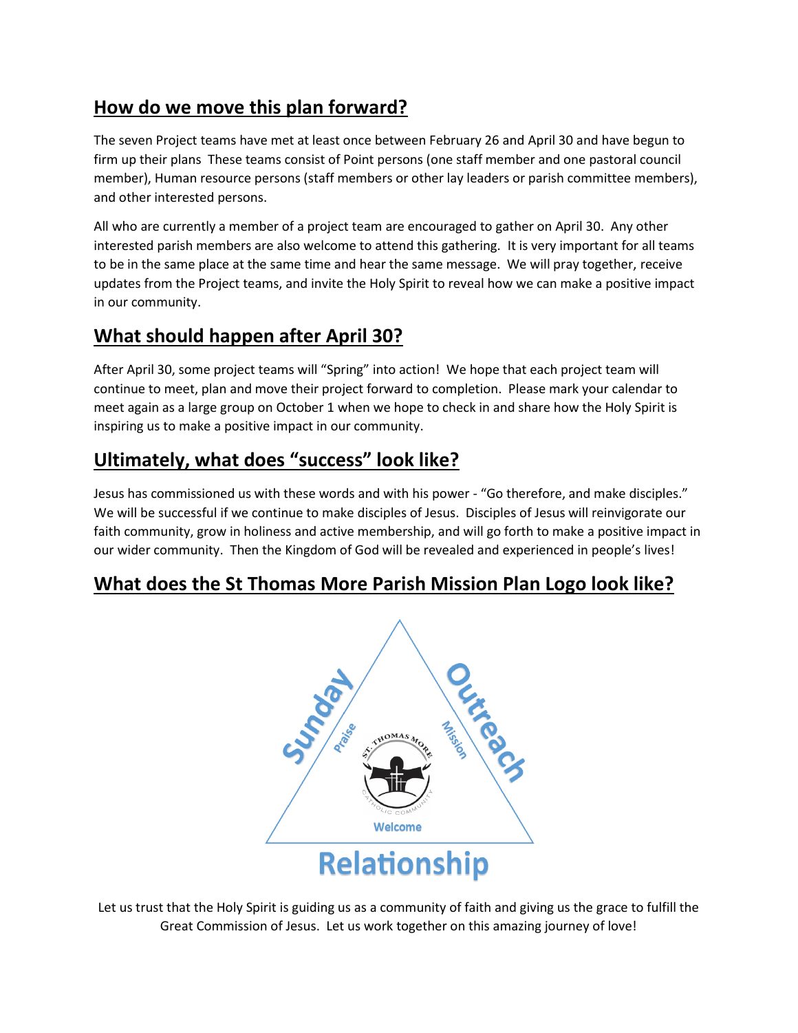## How do we move this plan forward?

The seven Project teams have met at least once between February 26 and April 30 and have begun to firm up their plans These teams consist of Point persons (one staff member and one pastoral council member), Human resource persons (staff members or other lay leaders or parish committee members), and other interested persons.

All who are currently a member of a project team are encouraged to gather on April 30. Any other interested parish members are also welcome to attend this gathering. It is very important for all teams to be in the same place at the same time and hear the same message. We will pray together, receive updates from the Project teams, and invite the Holy Spirit to reveal how we can make a positive impact in our community.

## What should happen after April 30?

After April 30, some project teams will "Spring" into action! We hope that each project team will continue to meet, plan and move their project forward to completion. Please mark your calendar to meet again as a large group on October 1 when we hope to check in and share how the Holy Spirit is inspiring us to make a positive impact in our community.

## Ultimately, what does "success" look like?

Jesus has commissioned us with these words and with his power - "Go therefore, and make disciples." We will be successful if we continue to make disciples of Jesus. Disciples of Jesus will reinvigorate our faith community, grow in holiness and active membership, and will go forth to make a positive impact in our wider community. Then the Kingdom of God will be revealed and experienced in people's lives!

## What does the St Thomas More Parish Mission Plan Logo look like?

Sunday

Praise

Outreach

Mission

ST. THOMAS MORE

CATHOLIC COMMUNITY

Welcome

Relationship

Let us trust that the Holy Spirit is guiding us as a community of faith and giving us the grace to fulfill the Great Commission of Jesus. Let us work together on this amazing journey of love!